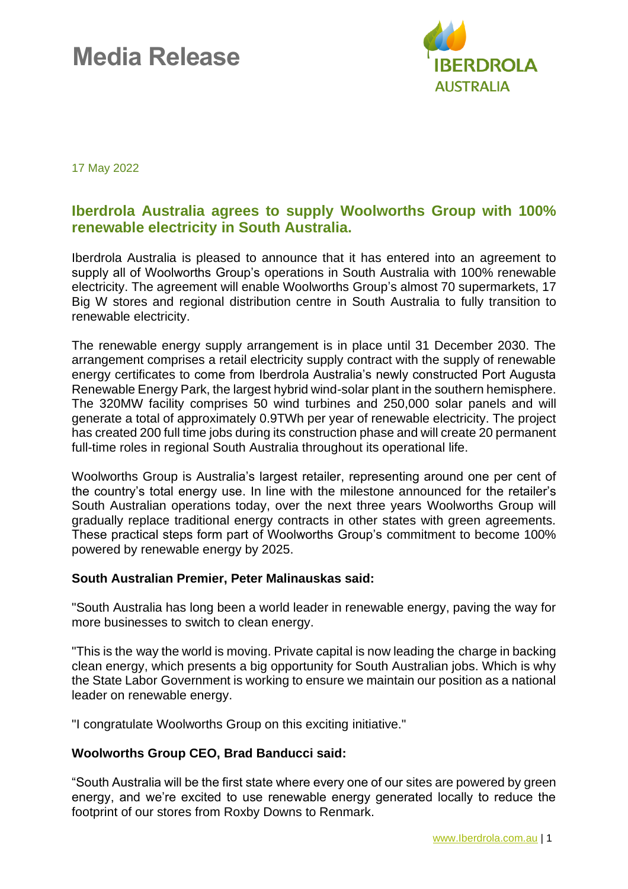# Media Release

IBERDROLA AUSTRALIA

17 May 2022

## Iberdrola Australia agrees to supply Woolworths Group with 100% renewable electricity in South Australia.

Iberdrola Australia is pleased to announce that it has entered into an agreement to supply all of Woolworths Group's operations in South Australia with 100% renewable electricity. The agreement will enable Woolworths Group's almost 70 supermarkets, 17 Big W stores and regional distribution centre in South Australia to fully transition to renewable electricity.

The renewable energy supply arrangement is in place until 31 December 2030. The arrangement comprises a retail electricity supply contract with the supply of renewable energy certificates to come from Iberdrola Australia's newly constructed Port Augusta Renewable Energy Park, the largest hybrid wind-solar plant in the southern hemisphere. The 320MW facility comprises 50 wind turbines and 250,000 solar panels and will generate a total of approximately 0.9TWh per year of renewable electricity. The project has created 200 full time jobs during its construction phase and will create 20 permanent full-time roles in regional South Australia throughout its operational life.

Woolworths Group is Australia's largest retailer, representing around one per cent of the country's total energy use. In line with the milestone announced for the retailer's South Australian operations today, over the next three years Woolworths Group will gradually replace traditional energy contracts in other states with green agreements. These practical steps form part of Woolworths Group's commitment to become 100% powered by renewable energy by 2025.

**South Australian Premier, Peter Malinauskas said:**

"South Australia has long been a world leader in renewable energy, paving the way for more businesses to switch to clean energy.

"This is the way the world is moving. Private capital is now leading the charge in backing clean energy, which presents a big opportunity for South Australian jobs. Which is why the State Labor Government is working to ensure we maintain our position as a national leader on renewable energy.

"I congratulate Woolworths Group on this exciting initiative."

**Woolworths Group CEO, Brad Banducci said:**

"South Australia will be the first state where every one of our sites are powered by green energy, and we're excited to use renewable energy generated locally to reduce the footprint of our stores from Roxby Downs to Renmark.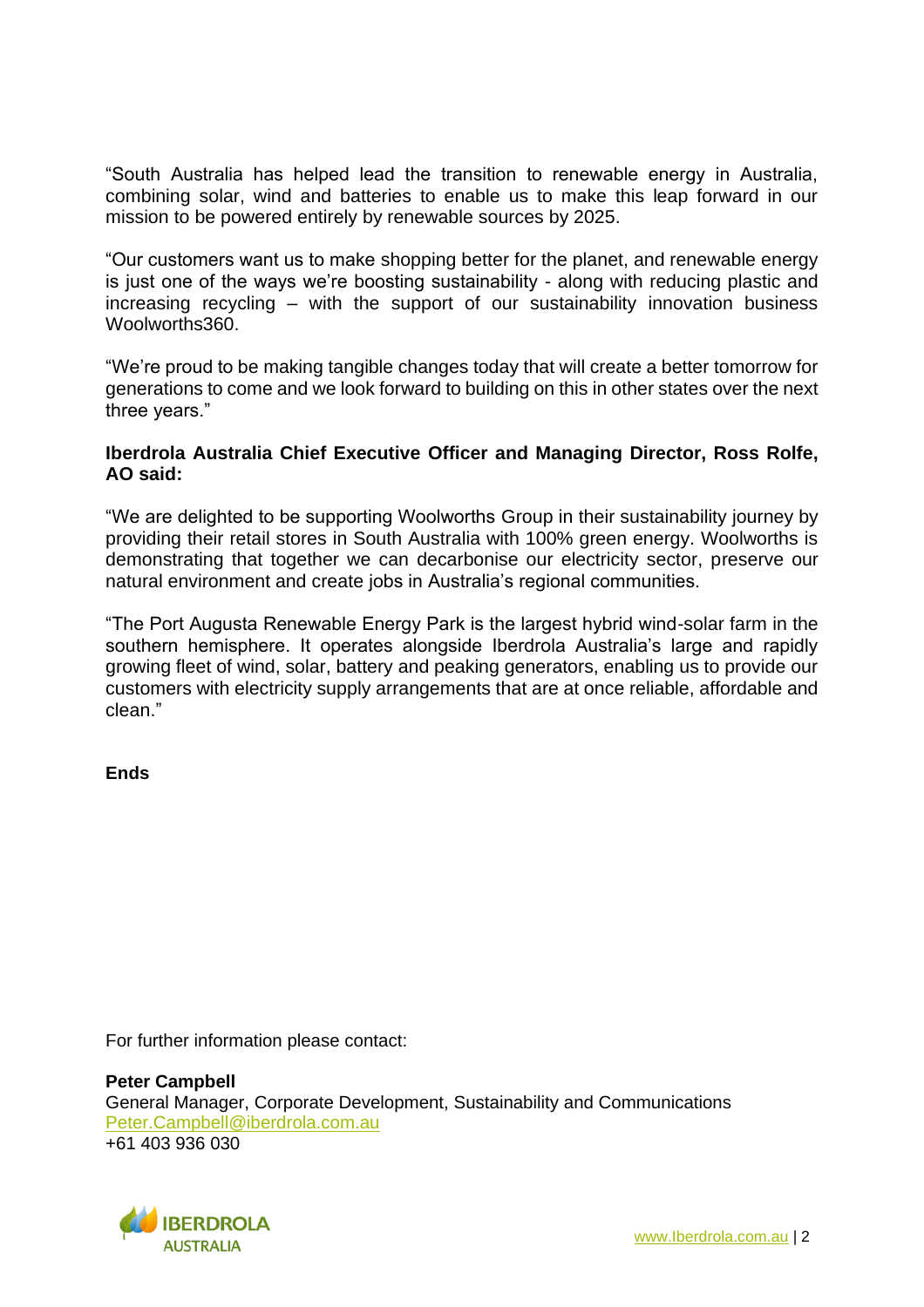"South Australia has helped lead the transition to renewable energy in Australia, combining solar, wind and batteries to enable us to make this leap forward in our mission to be powered entirely by renewable sources by 2025.

"Our customers want us to make shopping better for the planet, and renewable energy is just one of the ways we're boosting sustainability - along with reducing plastic and increasing recycling – with the support of our sustainability innovation business Woolworths360.

"We're proud to be making tangible changes today that will create a better tomorrow for generations to come and we look forward to building on this in other states over the next three years."

**Iberdrola Australia Chief Executive Officer and Managing Director, Ross Rolfe, AO said:**

"We are delighted to be supporting Woolworths Group in their sustainability journey by providing their retail stores in South Australia with 100% green energy. Woolworths is demonstrating that together we can decarbonise our electricity sector, preserve our natural environment and create jobs in Australia's regional communities.

"The Port Augusta Renewable Energy Park is the largest hybrid wind-solar farm in the southern hemisphere. It operates alongside Iberdrola Australia's large and rapidly growing fleet of wind, solar, battery and peaking generators, enabling us to provide our customers with electricity supply arrangements that are at once reliable, affordable and clean."

**Ends**

For further information please contact:

**Peter Campbell**
General Manager, Corporate Development, Sustainability and Communications
Peter.Campbell@iberdrola.com.au
+61 403 936 030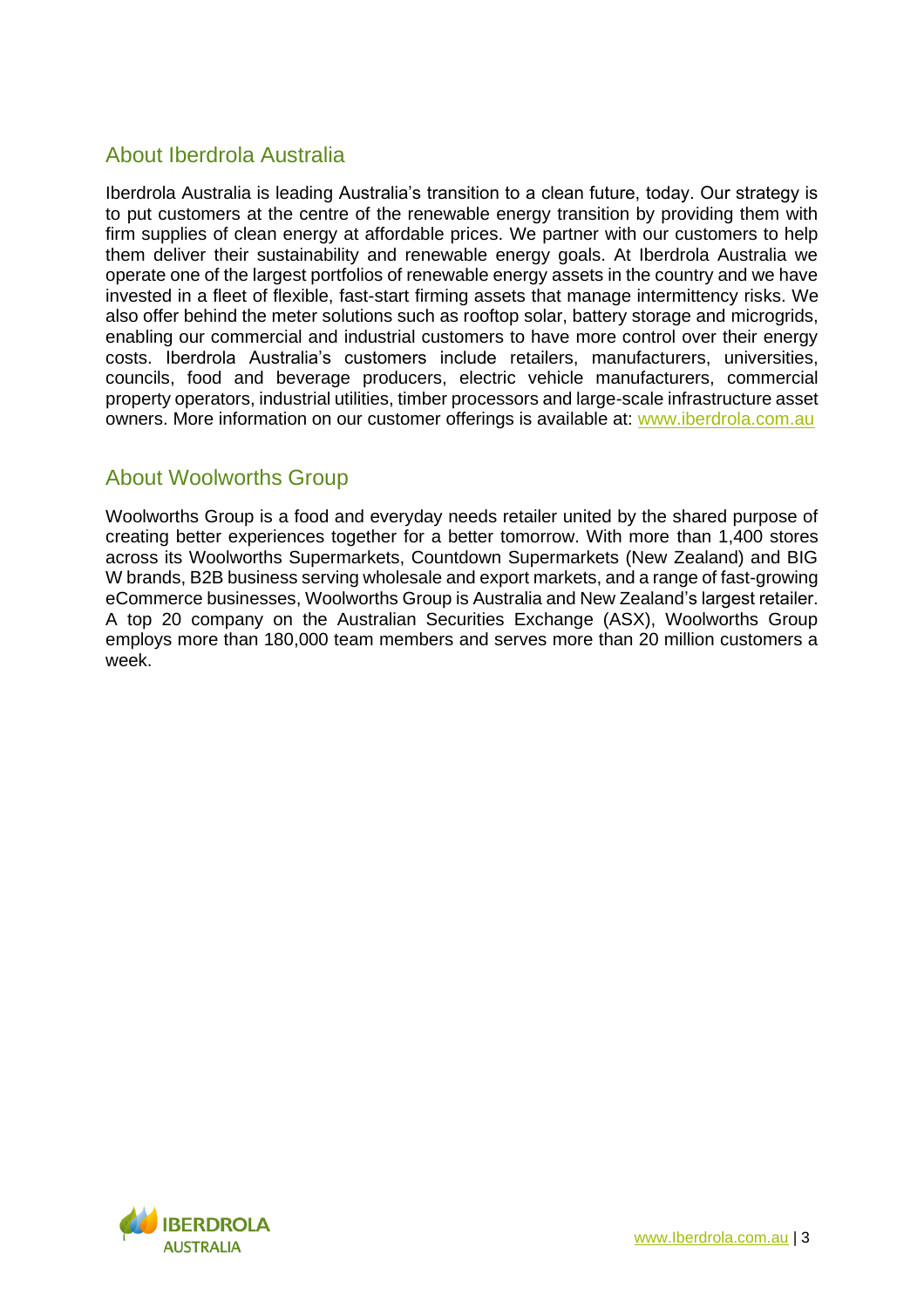## About Iberdrola Australia

Iberdrola Australia is leading Australia's transition to a clean future, today. Our strategy is to put customers at the centre of the renewable energy transition by providing them with firm supplies of clean energy at affordable prices. We partner with our customers to help them deliver their sustainability and renewable energy goals. At Iberdrola Australia we operate one of the largest portfolios of renewable energy assets in the country and we have invested in a fleet of flexible, fast-start firming assets that manage intermittency risks. We also offer behind the meter solutions such as rooftop solar, battery storage and microgrids, enabling our commercial and industrial customers to have more control over their energy costs. Iberdrola Australia's customers include retailers, manufacturers, universities, councils, food and beverage producers, electric vehicle manufacturers, commercial property operators, industrial utilities, timber processors and large-scale infrastructure asset owners. More information on our customer offerings is available at: www.iberdrola.com.au

## About Woolworths Group

Woolworths Group is a food and everyday needs retailer united by the shared purpose of creating better experiences together for a better tomorrow. With more than 1,400 stores across its Woolworths Supermarkets, Countdown Supermarkets (New Zealand) and BIG W brands, B2B business serving wholesale and export markets, and a range of fast-growing eCommerce businesses, Woolworths Group is Australia and New Zealand's largest retailer. A top 20 company on the Australian Securities Exchange (ASX), Woolworths Group employs more than 180,000 team members and serves more than 20 million customers a week.